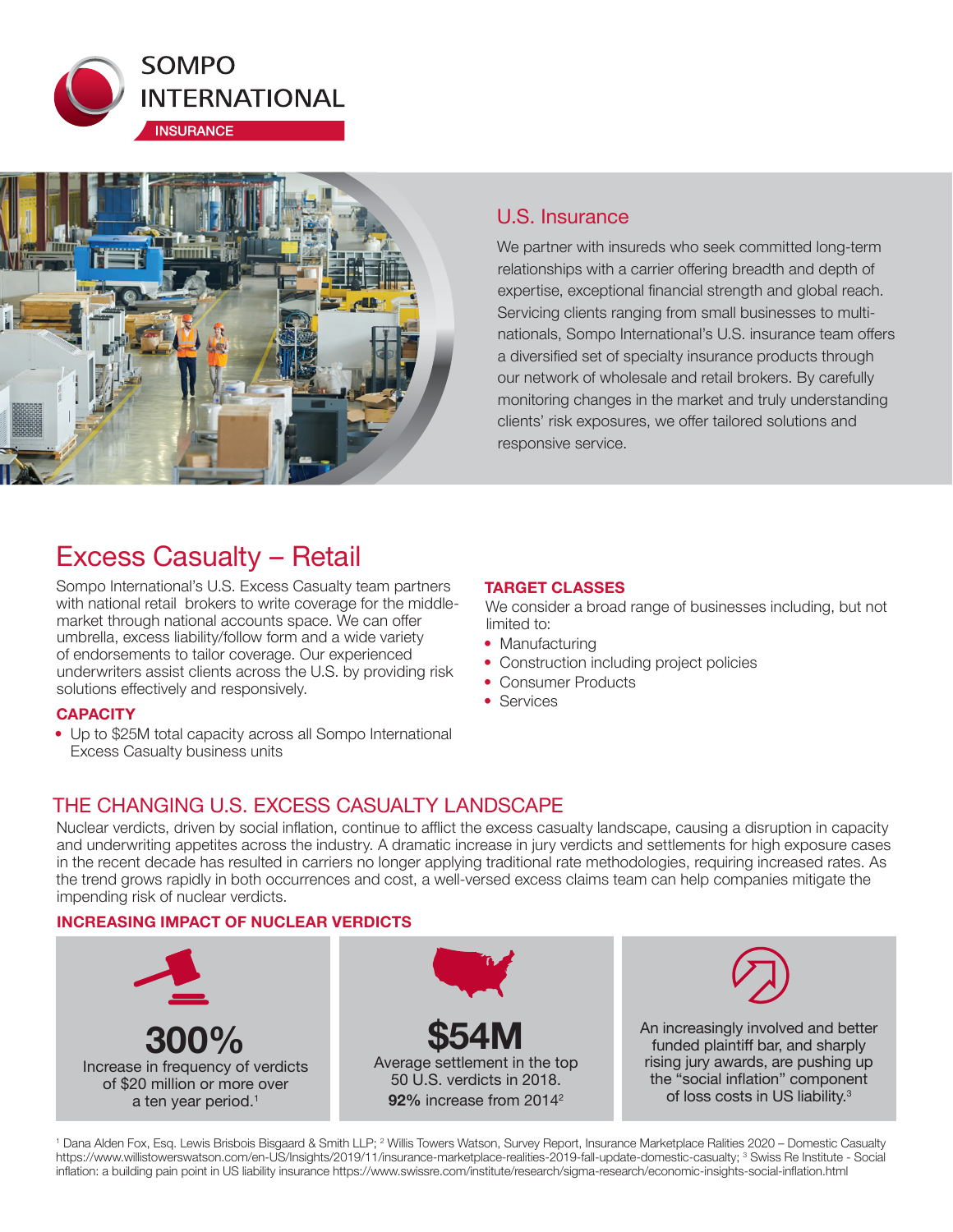SOMPO INTERNATIONAL

INSURANCE

## U.S. Insurance

We partner with insureds who seek committed long-term relationships with a carrier offering breadth and depth of expertise, exceptional financial strength and global reach. Servicing clients ranging from small businesses to multi-nationals, Sompo International's U.S. insurance team offers a diversified set of specialty insurance products through our network of wholesale and retail brokers. By carefully monitoring changes in the market and truly understanding clients' risk exposures, we offer tailored solutions and responsive service.

# Excess Casualty – Retail

Sompo International's U.S. Excess Casualty team partners with national retail brokers to write coverage for the middle-market through national accounts space. We can offer umbrella, excess liability/follow form and a wide variety of endorsements to tailor coverage. Our experienced underwriters assist clients across the U.S. by providing risk solutions effectively and responsively.

### CAPACITY

- Up to $25M total capacity across all Sompo International Excess Casualty business units

### TARGET CLASSES

We consider a broad range of businesses including, but not limited to:

- Manufacturing
- Construction including project policies
- Consumer Products
- Services

## THE CHANGING U.S. EXCESS CASUALTY LANDSCAPE

Nuclear verdicts, driven by social inflation, continue to afflict the excess casualty landscape, causing a disruption in capacity and underwriting appetites across the industry. A dramatic increase in jury verdicts and settlements for high exposure cases in the recent decade has resulted in carriers no longer applying traditional rate methodologies, requiring increased rates. As the trend grows rapidly in both occurrences and cost, a well-versed excess claims team can help companies mitigate the impending risk of nuclear verdicts.

### INCREASING IMPACT OF NUCLEAR VERDICTS

**300%**
Increase in frequency of verdicts of $20 million or more over a ten year period.[1]

**$54M**
Average settlement in the top 50 U.S. verdicts in 2018.
**92%** increase from 2014[2]

An increasingly involved and better funded plaintiff bar, and sharply rising jury awards, are pushing up the "social inflation" component of loss costs in US liability.[3]

[1] Dana Alden Fox, Esq. Lewis Brisbois Bisgaard & Smith LLP; [2] Willis Towers Watson, Survey Report, Insurance Marketplace Ralities 2020 – Domestic Casualty https://www.willistowerswatson.com/en-US/Insights/2019/11/insurance-marketplace-realities-2019-fall-update-domestic-casualty; [3] Swiss Re Institute - Social inflation: a building pain point in US liability insurance https://www.swissre.com/institute/research/sigma-research/economic-insights-social-inflation.html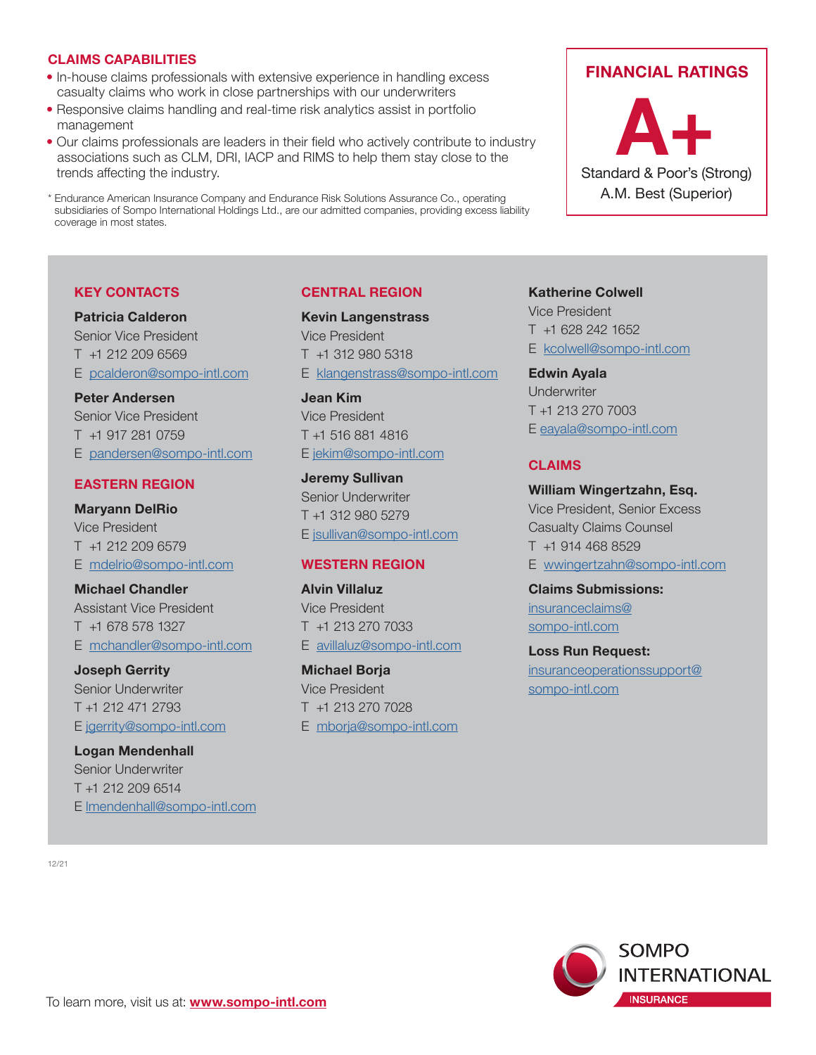## CLAIMS CAPABILITIES

- In-house claims professionals with extensive experience in handling excess casualty claims who work in close partnerships with our underwriters
- Responsive claims handling and real-time risk analytics assist in portfolio management
- Our claims professionals are leaders in their field who actively contribute to industry associations such as CLM, DRI, IACP and RIMS to help them stay close to the trends affecting the industry.

* Endurance American Insurance Company and Endurance Risk Solutions Assurance Co., operating subsidiaries of Sompo International Holdings Ltd., are our admitted companies, providing excess liability coverage in most states.

## FINANCIAL RATINGS

**A+**

Standard & Poor's (Strong)
A.M. Best (Superior)

## KEY CONTACTS

**Patricia Calderon**
Senior Vice President
T +1 212 209 6569
E pcalderon@sompo-intl.com

**Peter Andersen**
Senior Vice President
T +1 917 281 0759
E pandersen@sompo-intl.com

## EASTERN REGION

**Maryann DelRio**
Vice President
T +1 212 209 6579
E mdelrio@sompo-intl.com

**Michael Chandler**
Assistant Vice President
T +1 678 578 1327
E mchandler@sompo-intl.com

**Joseph Gerrity**
Senior Underwriter
T +1 212 471 2793
E jgerrity@sompo-intl.com

**Logan Mendenhall**
Senior Underwriter
T +1 212 209 6514
E lmendenhall@sompo-intl.com

## CENTRAL REGION

**Kevin Langenstrass**
Vice President
T +1 312 980 5318
E klangenstrass@sompo-intl.com

**Jean Kim**
Vice President
T +1 516 881 4816
E jekim@sompo-intl.com

**Jeremy Sullivan**
Senior Underwriter
T +1 312 980 5279
E jsullivan@sompo-intl.com

## WESTERN REGION

**Alvin Villaluz**
Vice President
T +1 213 270 7033
E avillaluz@sompo-intl.com

**Michael Borja**
Vice President
T +1 213 270 7028
E mborja@sompo-intl.com

**Katherine Colwell**
Vice President
T +1 628 242 1652
E kcolwell@sompo-intl.com

**Edwin Ayala**
Underwriter
T +1 213 270 7003
E eayala@sompo-intl.com

## CLAIMS

**William Wingertzahn, Esq.**
Vice President, Senior Excess Casualty Claims Counsel
T +1 914 468 8529
E wwingertzahn@sompo-intl.com

**Claims Submissions:**
insuranceclaims@sompo-intl.com

**Loss Run Request:**
insuranceoperationssupport@sompo-intl.com

12/21

To learn more, visit us at: **www.sompo-intl.com**

SOMPO INTERNATIONAL
INSURANCE